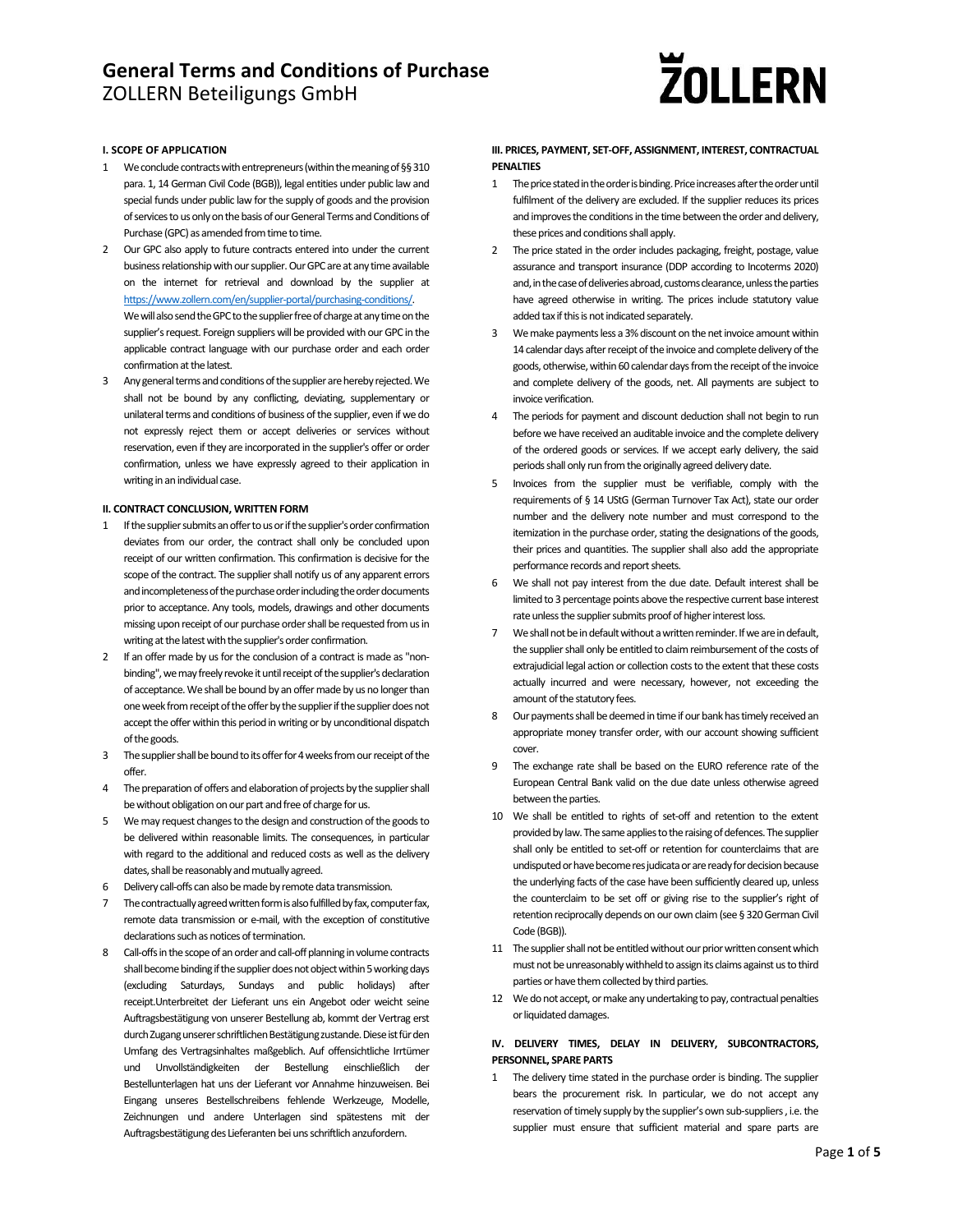# General Terms and Conditions of Purchase
ZOLLERN Beteiligungs GmbH

**I. SCOPE OF APPLICATION**

1. We conclude contracts with entrepreneurs (within the meaning of §§ 310 para. 1, 14 German Civil Code (BGB)), legal entities under public law and special funds under public law for the supply of goods and the provision of services to us only on the basis of our General Terms and Conditions of Purchase (GPC) as amended from time to time.
2. Our GPC also apply to future contracts entered into under the current business relationship with our supplier. Our GPC are at any time available on the internet for retrieval and download by the supplier at https://www.zollern.com/en/supplier-portal/purchasing-conditions/. We will also send the GPC to the supplier free of charge at any time on the supplier's request. Foreign suppliers will be provided with our GPC in the applicable contract language with our purchase order and each order confirmation at the latest.
3. Any general terms and conditions of the supplier are hereby rejected. We shall not be bound by any conflicting, deviating, supplementary or unilateral terms and conditions of business of the supplier, even if we do not expressly reject them or accept deliveries or services without reservation, even if they are incorporated in the supplier's offer or order confirmation, unless we have expressly agreed to their application in writing in an individual case.

**II. CONTRACT CONCLUSION, WRITTEN FORM**

1. If the supplier submits an offer to us or if the supplier's order confirmation deviates from our order, the contract shall only be concluded upon receipt of our written confirmation. This confirmation is decisive for the scope of the contract. The supplier shall notify us of any apparent errors and incompleteness of the purchase order including the order documents prior to acceptance. Any tools, models, drawings and other documents missing upon receipt of our purchase order shall be requested from us in writing at the latest with the supplier's order confirmation.
2. If an offer made by us for the conclusion of a contract is made as "non-binding", we may freely revoke it until receipt of the supplier's declaration of acceptance. We shall be bound by an offer made by us no longer than one week from receipt of the offer by the supplier if the supplier does not accept the offer within this period in writing or by unconditional dispatch of the goods.
3. The supplier shall be bound to its offer for 4 weeks from our receipt of the offer.
4. The preparation of offers and elaboration of projects by the supplier shall be without obligation on our part and free of charge for us.
5. We may request changes to the design and construction of the goods to be delivered within reasonable limits. The consequences, in particular with regard to the additional and reduced costs as well as the delivery dates, shall be reasonably and mutually agreed.
6. Delivery call-offs can also be made by remote data transmission.
7. The contractually agreed written form is also fulfilled by fax, computer fax, remote data transmission or e-mail, with the exception of constitutive declarations such as notices of termination.
8. Call-offs in the scope of an order and call-off planning in volume contracts shall become binding if the supplier does not object within 5 working days (excluding Saturdays, Sundays and public holidays) after receipt.Unterbreitet der Lieferant uns ein Angebot oder weicht seine Auftragsbestätigung von unserer Bestellung ab, kommt der Vertrag erst durch Zugang unserer schriftlichen Bestätigung zustande. Diese ist für den Umfang des Vertragsinhaltes maßgeblich. Auf offensichtliche Irrtümer und Unvollständigkeiten der Bestellung einschließlich der Bestellunterlagen hat uns der Lieferant vor Annahme hinzuweisen. Bei Eingang unseres Bestellschreibens fehlende Werkzeuge, Modelle, Zeichnungen und andere Unterlagen sind spätestens mit der Auftragsbestätigung des Lieferanten bei uns schriftlich anzufordern.

**III. PRICES, PAYMENT, SET-OFF, ASSIGNMENT, INTEREST, CONTRACTUAL PENALTIES**

1. The price stated in the order is binding. Price increases after the order until fulfilment of the delivery are excluded. If the supplier reduces its prices and improves the conditions in the time between the order and delivery, these prices and conditions shall apply.
2. The price stated in the order includes packaging, freight, postage, value assurance and transport insurance (DDP according to Incoterms 2020) and, in the case of deliveries abroad, customs clearance, unless the parties have agreed otherwise in writing. The prices include statutory value added tax if this is not indicated separately.
3. We make payments less a 3% discount on the net invoice amount within 14 calendar days after receipt of the invoice and complete delivery of the goods, otherwise, within 60 calendar days from the receipt of the invoice and complete delivery of the goods, net. All payments are subject to invoice verification.
4. The periods for payment and discount deduction shall not begin to run before we have received an auditable invoice and the complete delivery of the ordered goods or services. If we accept early delivery, the said periods shall only run from the originally agreed delivery date.
5. Invoices from the supplier must be verifiable, comply with the requirements of § 14 UStG (German Turnover Tax Act), state our order number and the delivery note number and must correspond to the itemization in the purchase order, stating the designations of the goods, their prices and quantities. The supplier shall also add the appropriate performance records and report sheets.
6. We shall not pay interest from the due date. Default interest shall be limited to 3 percentage points above the respective current base interest rate unless the supplier submits proof of higher interest loss.
7. We shall not be in default without a written reminder. If we are in default, the supplier shall only be entitled to claim reimbursement of the costs of extrajudicial legal action or collection costs to the extent that these costs actually incurred and were necessary, however, not exceeding the amount of the statutory fees.
8. Our payments shall be deemed in time if our bank has timely received an appropriate money transfer order, with our account showing sufficient cover.
9. The exchange rate shall be based on the EURO reference rate of the European Central Bank valid on the due date unless otherwise agreed between the parties.
10. We shall be entitled to rights of set-off and retention to the extent provided by law. The same applies to the raising of defences. The supplier shall only be entitled to set-off or retention for counterclaims that are undisputed or have become res judicata or are ready for decision because the underlying facts of the case have been sufficiently cleared up, unless the counterclaim to be set off or giving rise to the supplier's right of retention reciprocally depends on our own claim (see § 320 German Civil Code (BGB)).
11. The supplier shall not be entitled without our prior written consent which must not be unreasonably withheld to assign its claims against us to third parties or have them collected by third parties.
12. We do not accept, or make any undertaking to pay, contractual penalties or liquidated damages.

**IV. DELIVERY TIMES, DELAY IN DELIVERY, SUBCONTRACTORS, PERSONNEL, SPARE PARTS**

1. The delivery time stated in the purchase order is binding. The supplier bears the procurement risk. In particular, we do not accept any reservation of timely supply by the supplier's own sub-suppliers , i.e. the supplier must ensure that sufficient material and spare parts are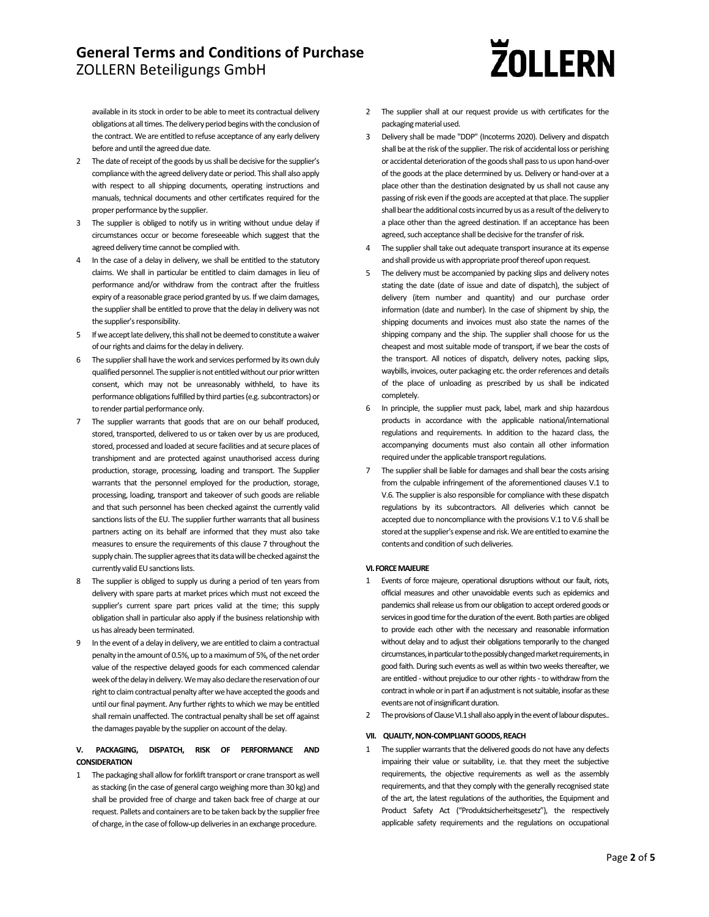available in its stock in order to be able to meet its contractual delivery obligations at all times. The delivery period begins with the conclusion of the contract. We are entitled to refuse acceptance of any early delivery before and until the agreed due date.

2 The date of receipt of the goods by us shall be decisive for the supplier's compliance with the agreed delivery date or period. This shall also apply with respect to all shipping documents, operating instructions and manuals, technical documents and other certificates required for the proper performance by the supplier.

3 The supplier is obliged to notify us in writing without undue delay if circumstances occur or become foreseeable which suggest that the agreed delivery time cannot be complied with.

4 In the case of a delay in delivery, we shall be entitled to the statutory claims. We shall in particular be entitled to claim damages in lieu of performance and/or withdraw from the contract after the fruitless expiry of a reasonable grace period granted by us. If we claim damages, the supplier shall be entitled to prove that the delay in delivery was not the supplier's responsibility.

5 If we accept late delivery, this shall not be deemed to constitute a waiver of our rights and claims for the delay in delivery.

6 The supplier shall have the work and services performed by its own duly qualified personnel. The supplier is not entitled without our prior written consent, which may not be unreasonably withheld, to have its performance obligations fulfilled by third parties (e.g. subcontractors) or to render partial performance only.

7 The supplier warrants that goods that are on our behalf produced, stored, transported, delivered to us or taken over by us are produced, stored, processed and loaded at secure facilities and at secure places of transhipment and are protected against unauthorised access during production, storage, processing, loading and transport. The Supplier warrants that the personnel employed for the production, storage, processing, loading, transport and takeover of such goods are reliable and that such personnel has been checked against the currently valid sanctions lists of the EU. The supplier further warrants that all business partners acting on its behalf are informed that they must also take measures to ensure the requirements of this clause 7 throughout the supply chain. The supplier agrees that its data will be checked against the currently valid EU sanctions lists.

8 The supplier is obliged to supply us during a period of ten years from delivery with spare parts at market prices which must not exceed the supplier's current spare part prices valid at the time; this supply obligation shall in particular also apply if the business relationship with us has already been terminated.

9 In the event of a delay in delivery, we are entitled to claim a contractual penalty in the amount of 0.5%, up to a maximum of 5%, of the net order value of the respective delayed goods for each commenced calendar week of the delay in delivery. We may also declare the reservation of our right to claim contractual penalty after we have accepted the goods and until our final payment. Any further rights to which we may be entitled shall remain unaffected. The contractual penalty shall be set off against the damages payable by the supplier on account of the delay.

### V. PACKAGING, DISPATCH, RISK OF PERFORMANCE AND CONSIDERATION

1 The packaging shall allow for forklift transport or crane transport as well as stacking (in the case of general cargo weighing more than 30 kg) and shall be provided free of charge and taken back free of charge at our request. Pallets and containers are to be taken back by the supplier free of charge, in the case of follow-up deliveries in an exchange procedure.

2 The supplier shall at our request provide us with certificates for the packaging material used.

3 Delivery shall be made "DDP" (Incoterms 2020). Delivery and dispatch shall be at the risk of the supplier. The risk of accidental loss or perishing or accidental deterioration of the goods shall pass to us upon hand-over of the goods at the place determined by us. Delivery or hand-over at a place other than the destination designated by us shall not cause any passing of risk even if the goods are accepted at that place. The supplier shall bear the additional costs incurred by us as a result of the delivery to a place other than the agreed destination. If an acceptance has been agreed, such acceptance shall be decisive for the transfer of risk.

4 The supplier shall take out adequate transport insurance at its expense and shall provide us with appropriate proof thereof upon request.

5 The delivery must be accompanied by packing slips and delivery notes stating the date (date of issue and date of dispatch), the subject of delivery (item number and quantity) and our purchase order information (date and number). In the case of shipment by ship, the shipping documents and invoices must also state the names of the shipping company and the ship. The supplier shall choose for us the cheapest and most suitable mode of transport, if we bear the costs of the transport. All notices of dispatch, delivery notes, packing slips, waybills, invoices, outer packaging etc. the order references and details of the place of unloading as prescribed by us shall be indicated completely.

6 In principle, the supplier must pack, label, mark and ship hazardous products in accordance with the applicable national/international regulations and requirements. In addition to the hazard class, the accompanying documents must also contain all other information required under the applicable transport regulations.

7 The supplier shall be liable for damages and shall bear the costs arising from the culpable infringement of the aforementioned clauses V.1 to V.6. The supplier is also responsible for compliance with these dispatch regulations by its subcontractors. All deliveries which cannot be accepted due to noncompliance with the provisions V.1 to V.6 shall be stored at the supplier's expense and risk. We are entitled to examine the contents and condition of such deliveries.

### VI. FORCE MAJEURE

1 Events of force majeure, operational disruptions without our fault, riots, official measures and other unavoidable events such as epidemics and pandemics shall release us from our obligation to accept ordered goods or services in good time for the duration of the event. Both parties are obliged to provide each other with the necessary and reasonable information without delay and to adjust their obligations temporarily to the changed circumstances, in particular to the possibly changed market requirements, in good faith. During such events as well as within two weeks thereafter, we are entitled - without prejudice to our other rights - to withdraw from the contract in whole or in part if an adjustment is not suitable, insofar as these events are not of insignificant duration.

2 The provisions of Clause VI.1 shall also apply in the event of labour disputes..

### VII. QUALITY, NON-COMPLIANT GOODS, REACH

1 The supplier warrants that the delivered goods do not have any defects impairing their value or suitability, i.e. that they meet the subjective requirements, the objective requirements as well as the assembly requirements, and that they comply with the generally recognised state of the art, the latest regulations of the authorities, the Equipment and Product Safety Act ("Produktsicherheitsgesetz"), the respectively applicable safety requirements and the regulations on occupational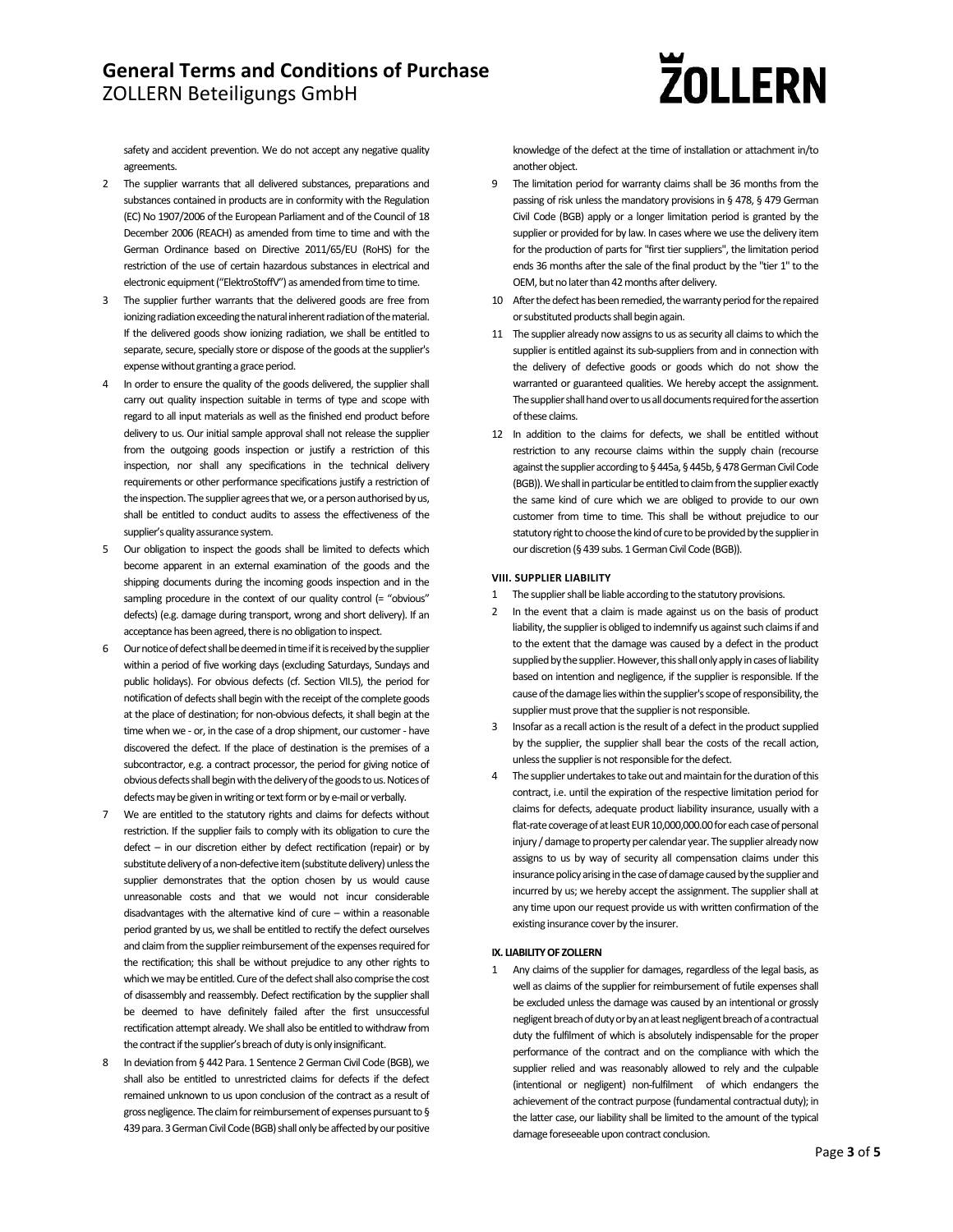safety and accident prevention. We do not accept any negative quality agreements.

2. The supplier warrants that all delivered substances, preparations and substances contained in products are in conformity with the Regulation (EC) No 1907/2006 of the European Parliament and of the Council of 18 December 2006 (REACH) as amended from time to time and with the German Ordinance based on Directive 2011/65/EU (RoHS) for the restriction of the use of certain hazardous substances in electrical and electronic equipment ("ElektroStoffV") as amended from time to time.
3. The supplier further warrants that the delivered goods are free from ionizing radiation exceeding the natural inherent radiation of the material. If the delivered goods show ionizing radiation, we shall be entitled to separate, secure, specially store or dispose of the goods at the supplier's expense without granting a grace period.
4. In order to ensure the quality of the goods delivered, the supplier shall carry out quality inspection suitable in terms of type and scope with regard to all input materials as well as the finished end product before delivery to us. Our initial sample approval shall not release the supplier from the outgoing goods inspection or justify a restriction of this inspection, nor shall any specifications in the technical delivery requirements or other performance specifications justify a restriction of the inspection. The supplier agrees that we, or a person authorised by us, shall be entitled to conduct audits to assess the effectiveness of the supplier's quality assurance system.
5. Our obligation to inspect the goods shall be limited to defects which become apparent in an external examination of the goods and the shipping documents during the incoming goods inspection and in the sampling procedure in the context of our quality control (= "obvious" defects) (e.g. damage during transport, wrong and short delivery). If an acceptance has been agreed, there is no obligation to inspect.
6. Our notice of defect shall be deemed in time if it is received by the supplier within a period of five working days (excluding Saturdays, Sundays and public holidays). For obvious defects (cf. Section VII.5), the period for notification of defects shall begin with the receipt of the complete goods at the place of destination; for non-obvious defects, it shall begin at the time when we - or, in the case of a drop shipment, our customer - have discovered the defect. If the place of destination is the premises of a subcontractor, e.g. a contract processor, the period for giving notice of obvious defects shall begin with the delivery of the goods to us. Notices of defects may be given in writing or text form or by e-mail or verbally.
7. We are entitled to the statutory rights and claims for defects without restriction. If the supplier fails to comply with its obligation to cure the defect – in our discretion either by defect rectification (repair) or by substitute delivery of a non-defective item (substitute delivery) unless the supplier demonstrates that the option chosen by us would cause unreasonable costs and that we would not incur considerable disadvantages with the alternative kind of cure – within a reasonable period granted by us, we shall be entitled to rectify the defect ourselves and claim from the supplier reimbursement of the expenses required for the rectification; this shall be without prejudice to any other rights to which we may be entitled. Cure of the defect shall also comprise the cost of disassembly and reassembly. Defect rectification by the supplier shall be deemed to have definitely failed after the first unsuccessful rectification attempt already. We shall also be entitled to withdraw from the contract if the supplier's breach of duty is only insignificant.
8. In deviation from § 442 Para. 1 Sentence 2 German Civil Code (BGB), we shall also be entitled to unrestricted claims for defects if the defect remained unknown to us upon conclusion of the contract as a result of gross negligence. The claim for reimbursement of expenses pursuant to § 439 para. 3 German Civil Code (BGB) shall only be affected by our positive knowledge of the defect at the time of installation or attachment in/to another object.
9. The limitation period for warranty claims shall be 36 months from the passing of risk unless the mandatory provisions in § 478, § 479 German Civil Code (BGB) apply or a longer limitation period is granted by the supplier or provided for by law. In cases where we use the delivery item for the production of parts for "first tier suppliers", the limitation period ends 36 months after the sale of the final product by the "tier 1" to the OEM, but no later than 42 months after delivery.
10. After the defect has been remedied, the warranty period for the repaired or substituted products shall begin again.
11. The supplier already now assigns to us as security all claims to which the supplier is entitled against its sub-suppliers from and in connection with the delivery of defective goods or goods which do not show the warranted or guaranteed qualities. We hereby accept the assignment. The supplier shall hand over to us all documents required for the assertion of these claims.
12. In addition to the claims for defects, we shall be entitled without restriction to any recourse claims within the supply chain (recourse against the supplier according to § 445a, § 445b, § 478 German Civil Code (BGB)). We shall in particular be entitled to claim from the supplier exactly the same kind of cure which we are obliged to provide to our own customer from time to time. This shall be without prejudice to our statutory right to choose the kind of cure to be provided by the supplier in our discretion (§ 439 subs. 1 German Civil Code (BGB)).

#### VIII. SUPPLIER LIABILITY

1. The supplier shall be liable according to the statutory provisions.
2. In the event that a claim is made against us on the basis of product liability, the supplier is obliged to indemnify us against such claims if and to the extent that the damage was caused by a defect in the product supplied by the supplier. However, this shall only apply in cases of liability based on intention and negligence, if the supplier is responsible. If the cause of the damage lies within the supplier's scope of responsibility, the supplier must prove that the supplier is not responsible.
3. Insofar as a recall action is the result of a defect in the product supplied by the supplier, the supplier shall bear the costs of the recall action, unless the supplier is not responsible for the defect.
4. The supplier undertakes to take out and maintain for the duration of this contract, i.e. until the expiration of the respective limitation period for claims for defects, adequate product liability insurance, usually with a flat-rate coverage of at least EUR 10,000,000.00 for each case of personal injury / damage to property per calendar year. The supplier already now assigns to us by way of security all compensation claims under this insurance policy arising in the case of damage caused by the supplier and incurred by us; we hereby accept the assignment. The supplier shall at any time upon our request provide us with written confirmation of the existing insurance cover by the insurer.

#### IX. LIABILITY OF ZOLLERN

1. Any claims of the supplier for damages, regardless of the legal basis, as well as claims of the supplier for reimbursement of futile expenses shall be excluded unless the damage was caused by an intentional or grossly negligent breach of duty or by an at least negligent breach of a contractual duty the fulfilment of which is absolutely indispensable for the proper performance of the contract and on the compliance with which the supplier relied and was reasonably allowed to rely and the culpable (intentional or negligent) non-fulfilment of which endangers the achievement of the contract purpose (fundamental contractual duty); in the latter case, our liability shall be limited to the amount of the typical damage foreseeable upon contract conclusion.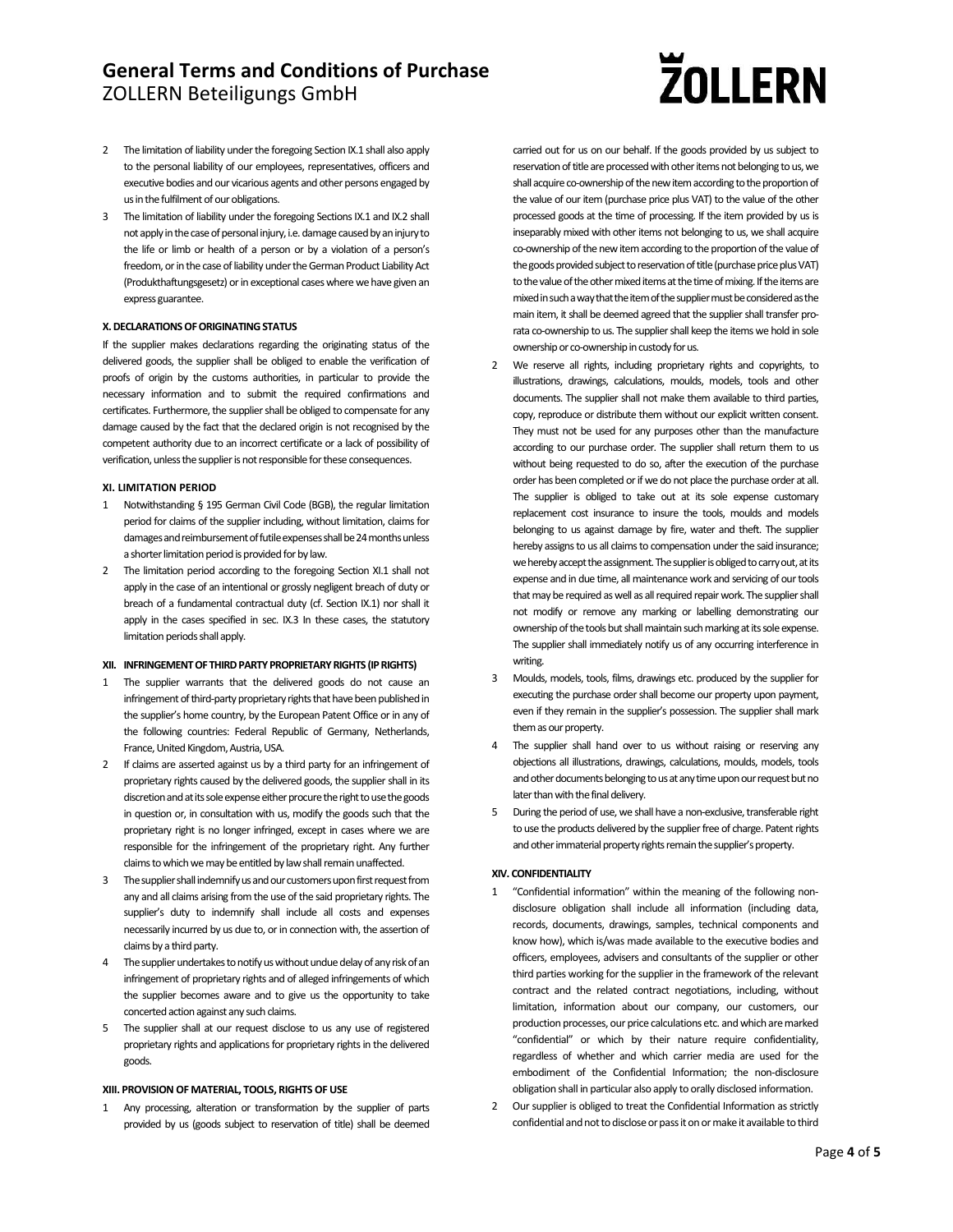2. The limitation of liability under the foregoing Section IX.1 shall also apply to the personal liability of our employees, representatives, officers and executive bodies and our vicarious agents and other persons engaged by us in the fulfilment of our obligations.
3. The limitation of liability under the foregoing Sections IX.1 and IX.2 shall not apply in the case of personal injury, i.e. damage caused by an injury to the life or limb or health of a person or by a violation of a person's freedom, or in the case of liability under the German Product Liability Act (Produkthaftungsgesetz) or in exceptional cases where we have given an express guarantee.

#### X. DECLARATIONS OF ORIGINATING STATUS

If the supplier makes declarations regarding the originating status of the delivered goods, the supplier shall be obliged to enable the verification of proofs of origin by the customs authorities, in particular to provide the necessary information and to submit the required confirmations and certificates. Furthermore, the supplier shall be obliged to compensate for any damage caused by the fact that the declared origin is not recognised by the competent authority due to an incorrect certificate or a lack of possibility of verification, unless the supplier is not responsible for these consequences.

#### XI. LIMITATION PERIOD

1. Notwithstanding § 195 German Civil Code (BGB), the regular limitation period for claims of the supplier including, without limitation, claims for damages and reimbursement of futile expenses shall be 24 months unless a shorter limitation period is provided for by law.
2. The limitation period according to the foregoing Section XI.1 shall not apply in the case of an intentional or grossly negligent breach of duty or breach of a fundamental contractual duty (cf. Section IX.1) nor shall it apply in the cases specified in sec. IX.3 In these cases, the statutory limitation periods shall apply.

#### XII. INFRINGEMENT OF THIRD PARTY PROPRIETARY RIGHTS (IP RIGHTS)

1. The supplier warrants that the delivered goods do not cause an infringement of third-party proprietary rights that have been published in the supplier's home country, by the European Patent Office or in any of the following countries: Federal Republic of Germany, Netherlands, France, United Kingdom, Austria, USA.
2. If claims are asserted against us by a third party for an infringement of proprietary rights caused by the delivered goods, the supplier shall in its discretion and at its sole expense either procure the right to use the goods in question or, in consultation with us, modify the goods such that the proprietary right is no longer infringed, except in cases where we are responsible for the infringement of the proprietary right. Any further claims to which we may be entitled by law shall remain unaffected.
3. The supplier shall indemnify us and our customers upon first request from any and all claims arising from the use of the said proprietary rights. The supplier's duty to indemnify shall include all costs and expenses necessarily incurred by us due to, or in connection with, the assertion of claims by a third party.
4. The supplier undertakes to notify us without undue delay of any risk of an infringement of proprietary rights and of alleged infringements of which the supplier becomes aware and to give us the opportunity to take concerted action against any such claims.
5. The supplier shall at our request disclose to us any use of registered proprietary rights and applications for proprietary rights in the delivered goods.

#### XIII. PROVISION OF MATERIAL, TOOLS, RIGHTS OF USE

1. Any processing, alteration or transformation by the supplier of parts provided by us (goods subject to reservation of title) shall be deemed carried out for us on our behalf. If the goods provided by us subject to reservation of title are processed with other items not belonging to us, we shall acquire co-ownership of the new item according to the proportion of the value of our item (purchase price plus VAT) to the value of the other processed goods at the time of processing. If the item provided by us is inseparably mixed with other items not belonging to us, we shall acquire co-ownership of the new item according to the proportion of the value of the goods provided subject to reservation of title (purchase price plus VAT) to the value of the other mixed items at the time of mixing. If the items are mixed in such a way that the item of the supplier must be considered as the main item, it shall be deemed agreed that the supplier shall transfer pro-rata co-ownership to us. The supplier shall keep the items we hold in sole ownership or co-ownership in custody for us.
2. We reserve all rights, including proprietary rights and copyrights, to illustrations, drawings, calculations, moulds, models, tools and other documents. The supplier shall not make them available to third parties, copy, reproduce or distribute them without our explicit written consent. They must not be used for any purposes other than the manufacture according to our purchase order. The supplier shall return them to us without being requested to do so, after the execution of the purchase order has been completed or if we do not place the purchase order at all. The supplier is obliged to take out at its sole expense customary replacement cost insurance to insure the tools, moulds and models belonging to us against damage by fire, water and theft. The supplier hereby assigns to us all claims to compensation under the said insurance; we hereby accept the assignment. The supplier is obliged to carry out, at its expense and in due time, all maintenance work and servicing of our tools that may be required as well as all required repair work. The supplier shall not modify or remove any marking or labelling demonstrating our ownership of the tools but shall maintain such marking at its sole expense. The supplier shall immediately notify us of any occurring interference in writing.
3. Moulds, models, tools, films, drawings etc. produced by the supplier for executing the purchase order shall become our property upon payment, even if they remain in the supplier's possession. The supplier shall mark them as our property.
4. The supplier shall hand over to us without raising or reserving any objections all illustrations, drawings, calculations, moulds, models, tools and other documents belonging to us at any time upon our request but no later than with the final delivery.
5. During the period of use, we shall have a non-exclusive, transferable right to use the products delivered by the supplier free of charge. Patent rights and other immaterial property rights remain the supplier's property.

#### XIV. CONFIDENTIALITY

1. "Confidential information" within the meaning of the following non-disclosure obligation shall include all information (including data, records, documents, drawings, samples, technical components and know how), which is/was made available to the executive bodies and officers, employees, advisers and consultants of the supplier or other third parties working for the supplier in the framework of the relevant contract and the related contract negotiations, including, without limitation, information about our company, our customers, our production processes, our price calculations etc. and which are marked "confidential" or which by their nature require confidentiality, regardless of whether and which carrier media are used for the embodiment of the Confidential Information; the non-disclosure obligation shall in particular also apply to orally disclosed information.
2. Our supplier is obliged to treat the Confidential Information as strictly confidential and not to disclose or pass it on or make it available to third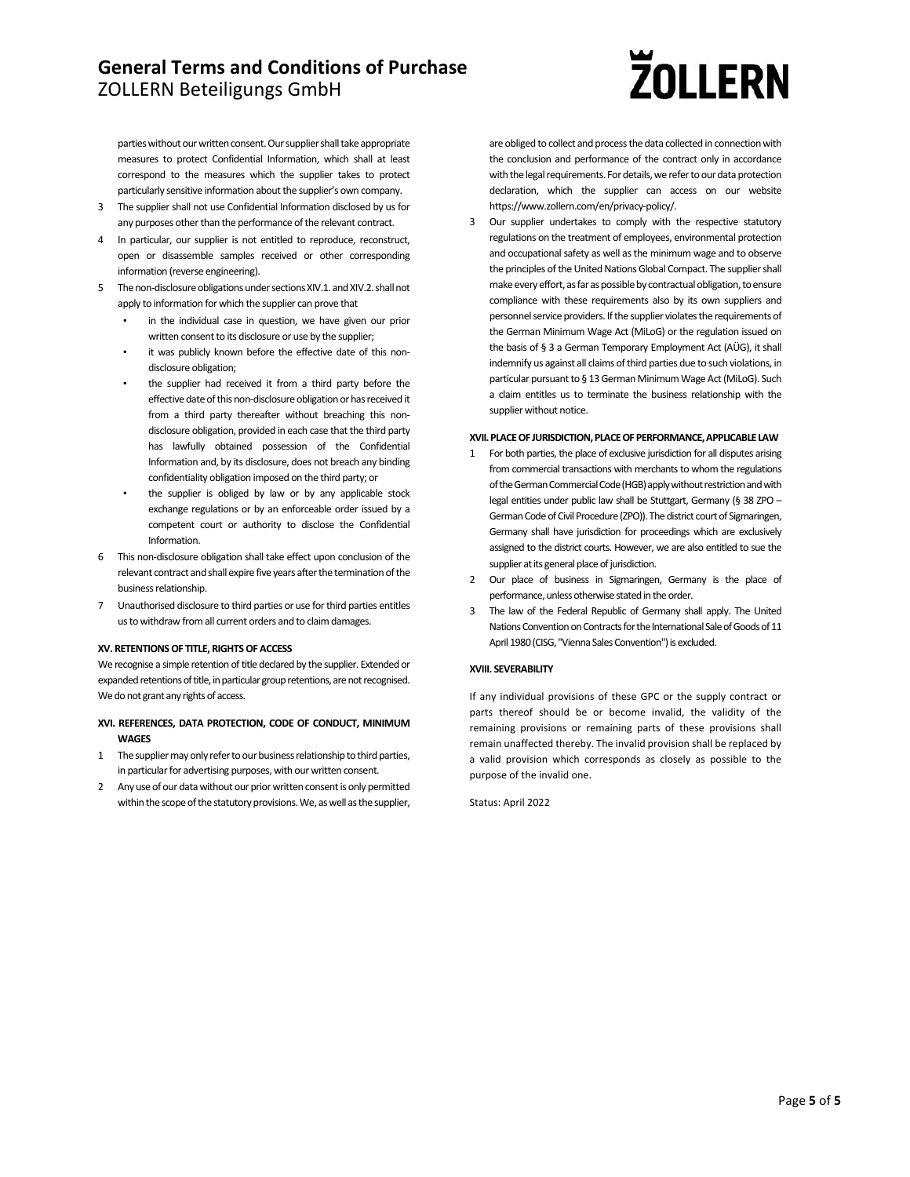parties without our written consent. Our supplier shall take appropriate measures to protect Confidential Information, which shall at least correspond to the measures which the supplier takes to protect particularly sensitive information about the supplier's own company.

3 The supplier shall not use Confidential Information disclosed by us for any purposes other than the performance of the relevant contract.

4 In particular, our supplier is not entitled to reproduce, reconstruct, open or disassemble samples received or other corresponding information (reverse engineering).

5 The non-disclosure obligations under sections XIV.1. and XIV.2. shall not apply to information for which the supplier can prove that

- in the individual case in question, we have given our prior written consent to its disclosure or use by the supplier;
- it was publicly known before the effective date of this non-disclosure obligation;
- the supplier had received it from a third party before the effective date of this non-disclosure obligation or has received it from a third party thereafter without breaching this non-disclosure obligation, provided in each case that the third party has lawfully obtained possession of the Confidential Information and, by its disclosure, does not breach any binding confidentiality obligation imposed on the third party; or
- the supplier is obliged by law or by any applicable stock exchange regulations or by an enforceable order issued by a competent court or authority to disclose the Confidential Information.

6 This non-disclosure obligation shall take effect upon conclusion of the relevant contract and shall expire five years after the termination of the business relationship.

7 Unauthorised disclosure to third parties or use for third parties entitles us to withdraw from all current orders and to claim damages.

**XV. RETENTIONS OF TITLE, RIGHTS OF ACCESS**

We recognise a simple retention of title declared by the supplier. Extended or expanded retentions of title, in particular group retentions, are not recognised. We do not grant any rights of access.

**XVI. REFERENCES, DATA PROTECTION, CODE OF CONDUCT, MINIMUM WAGES**

1 The supplier may only refer to our business relationship to third parties, in particular for advertising purposes, with our written consent.

2 Any use of our data without our prior written consent is only permitted within the scope of the statutory provisions. We, as well as the supplier, are obliged to collect and process the data collected in connection with the conclusion and performance of the contract only in accordance with the legal requirements. For details, we refer to our data protection declaration, which the supplier can access on our website https://www.zollern.com/en/privacy-policy/.

3 Our supplier undertakes to comply with the respective statutory regulations on the treatment of employees, environmental protection and occupational safety as well as the minimum wage and to observe the principles of the United Nations Global Compact. The supplier shall make every effort, as far as possible by contractual obligation, to ensure compliance with these requirements also by its own suppliers and personnel service providers. If the supplier violates the requirements of the German Minimum Wage Act (MiLoG) or the regulation issued on the basis of § 3 a German Temporary Employment Act (AÜG), it shall indemnify us against all claims of third parties due to such violations, in particular pursuant to § 13 German Minimum Wage Act (MiLoG). Such a claim entitles us to terminate the business relationship with the supplier without notice.

**XVII. PLACE OF JURISDICTION, PLACE OF PERFORMANCE, APPLICABLE LAW**

1 For both parties, the place of exclusive jurisdiction for all disputes arising from commercial transactions with merchants to whom the regulations of the German Commercial Code (HGB) apply without restriction and with legal entities under public law shall be Stuttgart, Germany (§ 38 ZPO – German Code of Civil Procedure (ZPO)). The district court of Sigmaringen, Germany shall have jurisdiction for proceedings which are exclusively assigned to the district courts. However, we are also entitled to sue the supplier at its general place of jurisdiction.

2 Our place of business in Sigmaringen, Germany is the place of performance, unless otherwise stated in the order.

3 The law of the Federal Republic of Germany shall apply. The United Nations Convention on Contracts for the International Sale of Goods of 11 April 1980 (CISG, "Vienna Sales Convention") is excluded.

**XVIII. SEVERABILITY**

If any individual provisions of these GPC or the supply contract or parts thereof should be or become invalid, the validity of the remaining provisions or remaining parts of these provisions shall remain unaffected thereby. The invalid provision shall be replaced by a valid provision which corresponds as closely as possible to the purpose of the invalid one.

Status: April 2022